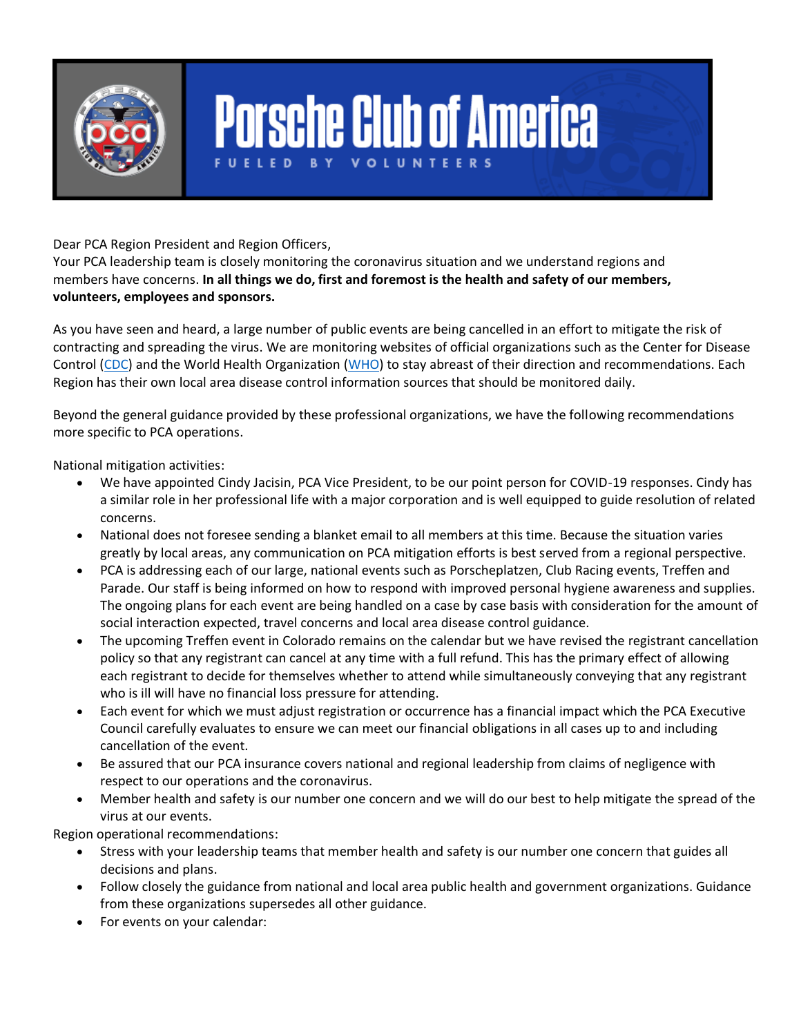# Porsche Club of America

FUELED BY VOLUNTEERS

Dear PCA Region President and Region Officers,
Your PCA leadership team is closely monitoring the coronavirus situation and we understand regions and members have concerns. **In all things we do, first and foremost is the health and safety of our members, volunteers, employees and sponsors.**

As you have seen and heard, a large number of public events are being cancelled in an effort to mitigate the risk of contracting and spreading the virus. We are monitoring websites of official organizations such as the Center for Disease Control ([CDC]) and the World Health Organization ([WHO]) to stay abreast of their direction and recommendations. Each Region has their own local area disease control information sources that should be monitored daily.

Beyond the general guidance provided by these professional organizations, we have the following recommendations more specific to PCA operations.

National mitigation activities:

- We have appointed Cindy Jacisin, PCA Vice President, to be our point person for COVID-19 responses. Cindy has a similar role in her professional life with a major corporation and is well equipped to guide resolution of related concerns.
- National does not foresee sending a blanket email to all members at this time. Because the situation varies greatly by local areas, any communication on PCA mitigation efforts is best served from a regional perspective.
- PCA is addressing each of our large, national events such as Porscheplatzen, Club Racing events, Treffen and Parade. Our staff is being informed on how to respond with improved personal hygiene awareness and supplies. The ongoing plans for each event are being handled on a case by case basis with consideration for the amount of social interaction expected, travel concerns and local area disease control guidance.
- The upcoming Treffen event in Colorado remains on the calendar but we have revised the registrant cancellation policy so that any registrant can cancel at any time with a full refund. This has the primary effect of allowing each registrant to decide for themselves whether to attend while simultaneously conveying that any registrant who is ill will have no financial loss pressure for attending.
- Each event for which we must adjust registration or occurrence has a financial impact which the PCA Executive Council carefully evaluates to ensure we can meet our financial obligations in all cases up to and including cancellation of the event.
- Be assured that our PCA insurance covers national and regional leadership from claims of negligence with respect to our operations and the coronavirus.
- Member health and safety is our number one concern and we will do our best to help mitigate the spread of the virus at our events.

Region operational recommendations:

- Stress with your leadership teams that member health and safety is our number one concern that guides all decisions and plans.
- Follow closely the guidance from national and local area public health and government organizations. Guidance from these organizations supersedes all other guidance.
- For events on your calendar: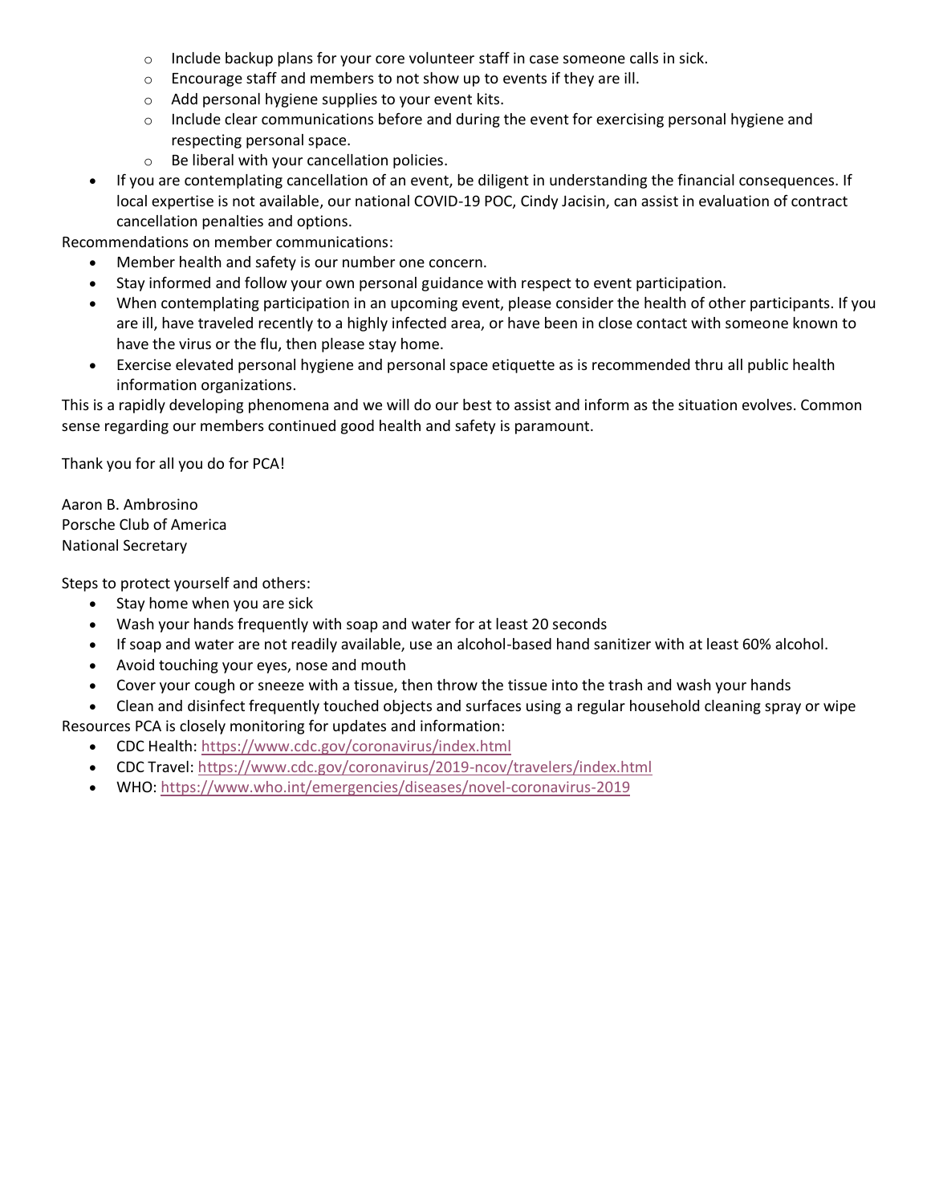- Include backup plans for your core volunteer staff in case someone calls in sick.
  - Encourage staff and members to not show up to events if they are ill.
  - Add personal hygiene supplies to your event kits.
  - Include clear communications before and during the event for exercising personal hygiene and respecting personal space.
  - Be liberal with your cancellation policies.
- If you are contemplating cancellation of an event, be diligent in understanding the financial consequences. If local expertise is not available, our national COVID-19 POC, Cindy Jacisin, can assist in evaluation of contract cancellation penalties and options.

Recommendations on member communications:

- Member health and safety is our number one concern.
- Stay informed and follow your own personal guidance with respect to event participation.
- When contemplating participation in an upcoming event, please consider the health of other participants. If you are ill, have traveled recently to a highly infected area, or have been in close contact with someone known to have the virus or the flu, then please stay home.
- Exercise elevated personal hygiene and personal space etiquette as is recommended thru all public health information organizations.

This is a rapidly developing phenomena and we will do our best to assist and inform as the situation evolves. Common sense regarding our members continued good health and safety is paramount.

Thank you for all you do for PCA!

Aaron B. Ambrosino
Porsche Club of America
National Secretary

Steps to protect yourself and others:

- Stay home when you are sick
- Wash your hands frequently with soap and water for at least 20 seconds
- If soap and water are not readily available, use an alcohol-based hand sanitizer with at least 60% alcohol.
- Avoid touching your eyes, nose and mouth
- Cover your cough or sneeze with a tissue, then throw the tissue into the trash and wash your hands
- Clean and disinfect frequently touched objects and surfaces using a regular household cleaning spray or wipe

Resources PCA is closely monitoring for updates and information:

- CDC Health: https://www.cdc.gov/coronavirus/index.html
- CDC Travel: https://www.cdc.gov/coronavirus/2019-ncov/travelers/index.html
- WHO: https://www.who.int/emergencies/diseases/novel-coronavirus-2019